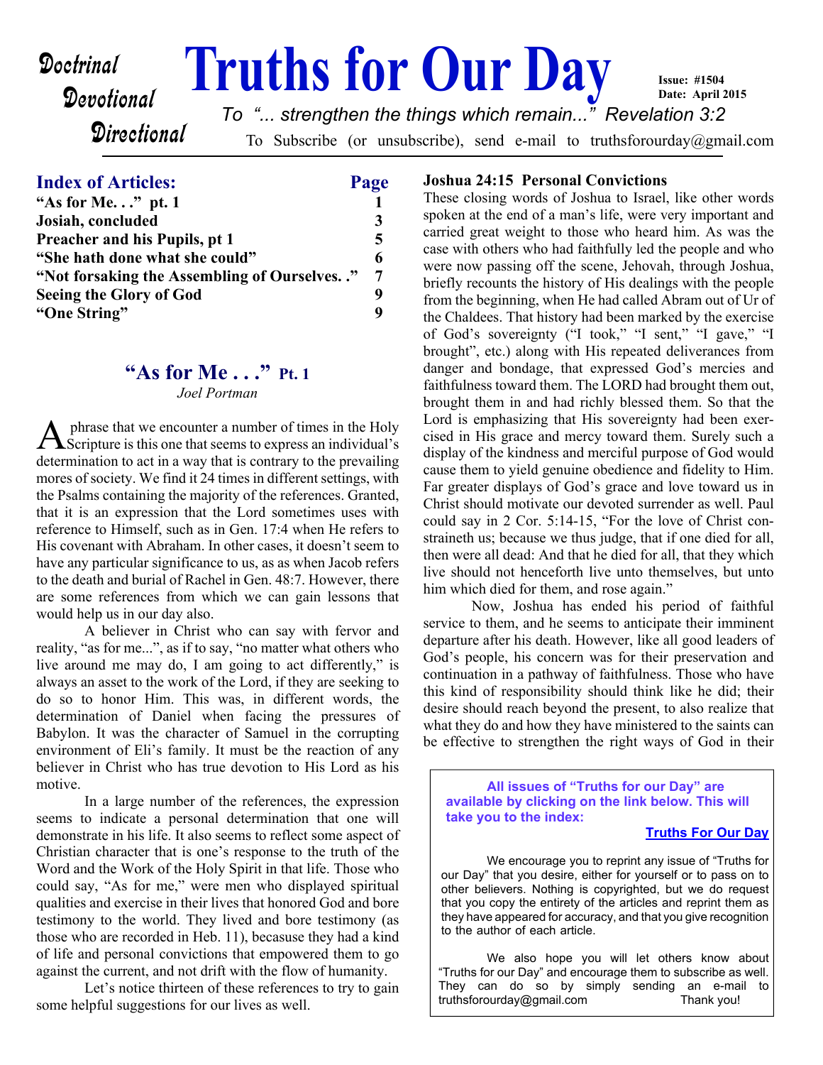Doctrinal
Devotional
Directional

# Truths for Our Day

Issue: #1504
Date: April 2015

*To "... strengthen the things which remain..." Revelation 3:2*

To Subscribe (or unsubscribe), send e-mail to truthsforourday@gmail.com

## Index of Articles:

| Index of Articles: | Page |
|---|---|
| **"As for Me. . ." pt. 1** | **1** |
| **Josiah, concluded** | **3** |
| **Preacher and his Pupils, pt 1** | **5** |
| **"She hath done what she could"** | **6** |
| **"Not forsaking the Assembling of Ourselves. ."** | **7** |
| **Seeing the Glory of God** | **9** |
| **"One String"** | **9** |

## "As for Me . . ." Pt. 1

*Joel Portman*

A phrase that we encounter a number of times in the Holy Scripture is this one that seems to express an individual's determination to act in a way that is contrary to the prevailing mores of society. We find it 24 times in different settings, with the Psalms containing the majority of the references. Granted, that it is an expression that the Lord sometimes uses with reference to Himself, such as in Gen. 17:4 when He refers to His covenant with Abraham. In other cases, it doesn't seem to have any particular significance to us, as when Jacob refers to the death and burial of Rachel in Gen. 48:7. However, there are some references from which we can gain lessons that would help us in our day also.

A believer in Christ who can say with fervor and reality, "as for me...", as if to say, "no matter what others who live around me may do, I am going to act differently," is always an asset to the work of the Lord, if they are seeking to do so to honor Him. This was, in different words, the determination of Daniel when facing the pressures of Babylon. It was the character of Samuel in the corrupting environment of Eli's family. It must be the reaction of any believer in Christ who has true devotion to His Lord as his motive.

In a large number of the references, the expression seems to indicate a personal determination that one will demonstrate in his life. It also seems to reflect some aspect of Christian character that is one's response to the truth of the Word and the Work of the Holy Spirit in that life. Those who could say, "As for me," were men who displayed spiritual qualities and exercise in their lives that honored God and bore testimony to the world. They lived and bore testimony (as those who are recorded in Heb. 11), becasuse they had a kind of life and personal convictions that empowered them to go against the current, and not drift with the flow of humanity.

Let's notice thirteen of these references to try to gain some helpful suggestions for our lives as well.

### Joshua 24:15 Personal Convictions

These closing words of Joshua to Israel, like other words spoken at the end of a man's life, were very important and carried great weight to those who heard him. As was the case with others who had faithfully led the people and who were now passing off the scene, Jehovah, through Joshua, briefly recounts the history of His dealings with the people from the beginning, when He had called Abram out of Ur of the Chaldees. That history had been marked by the exercise of God's sovereignty ("I took," "I sent," "I gave," "I brought", etc.) along with His repeated deliverances from danger and bondage, that expressed God's mercies and faithfulness toward them. The LORD had brought them out, brought them in and had richly blessed them. So that the Lord is emphasizing that His sovereignty had been exercised in His grace and mercy toward them. Surely such a display of the kindness and merciful purpose of God would cause them to yield genuine obedience and fidelity to Him. Far greater displays of God's grace and love toward us in Christ should motivate our devoted surrender as well. Paul could say in 2 Cor. 5:14-15, "For the love of Christ constraineth us; because we thus judge, that if one died for all, then were all dead: And that he died for all, that they which live should not henceforth live unto themselves, but unto him which died for them, and rose again."

Now, Joshua has ended his period of faithful service to them, and he seems to anticipate their imminent departure after his death. However, like all good leaders of God's people, his concern was for their preservation and continuation in a pathway of faithfulness. Those who have this kind of responsibility should think like he did; their desire should reach beyond the present, to also realize that what they do and how they have ministered to the saints can be effective to strengthen the right ways of God in their

**All issues of "Truths for our Day" are available by clicking on the link below. This will take you to the index:**

**Truths For Our Day**

We encourage you to reprint any issue of "Truths for our Day" that you desire, either for yourself or to pass on to other believers. Nothing is copyrighted, but we do request that you copy the entirety of the articles and reprint them as they have appeared for accuracy, and that you give recognition to the author of each article.

We also hope you will let others know about "Truths for our Day" and encourage them to subscribe as well. They can do so by simply sending an e-mail to truthsforourday@gmail.com Thank you!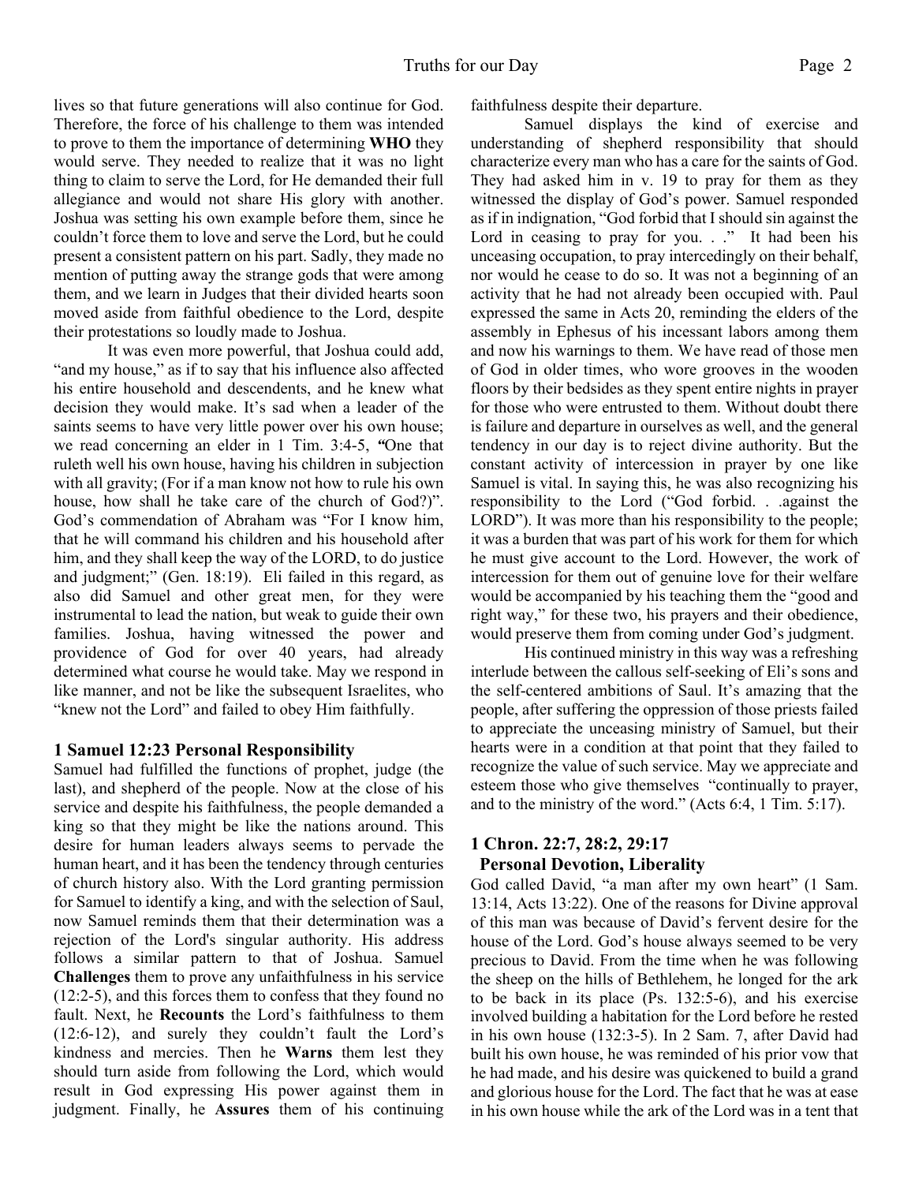lives so that future generations will also continue for God. Therefore, the force of his challenge to them was intended to prove to them the importance of determining **WHO** they would serve. They needed to realize that it was no light thing to claim to serve the Lord, for He demanded their full allegiance and would not share His glory with another. Joshua was setting his own example before them, since he couldn't force them to love and serve the Lord, but he could present a consistent pattern on his part. Sadly, they made no mention of putting away the strange gods that were among them, and we learn in Judges that their divided hearts soon moved aside from faithful obedience to the Lord, despite their protestations so loudly made to Joshua.

It was even more powerful, that Joshua could add, "and my house," as if to say that his influence also affected his entire household and descendents, and he knew what decision they would make. It's sad when a leader of the saints seems to have very little power over his own house; we read concerning an elder in 1 Tim. 3:4-5, "One that ruleth well his own house, having his children in subjection with all gravity; (For if a man know not how to rule his own house, how shall he take care of the church of God?)". God's commendation of Abraham was "For I know him, that he will command his children and his household after him, and they shall keep the way of the LORD, to do justice and judgment;" (Gen. 18:19). Eli failed in this regard, as also did Samuel and other great men, for they were instrumental to lead the nation, but weak to guide their own families. Joshua, having witnessed the power and providence of God for over 40 years, had already determined what course he would take. May we respond in like manner, and not be like the subsequent Israelites, who "knew not the Lord" and failed to obey Him faithfully.

### 1 Samuel 12:23 Personal Responsibility

Samuel had fulfilled the functions of prophet, judge (the last), and shepherd of the people. Now at the close of his service and despite his faithfulness, the people demanded a king so that they might be like the nations around. This desire for human leaders always seems to pervade the human heart, and it has been the tendency through centuries of church history also. With the Lord granting permission for Samuel to identify a king, and with the selection of Saul, now Samuel reminds them that their determination was a rejection of the Lord's singular authority. His address follows a similar pattern to that of Joshua. Samuel **Challenges** them to prove any unfaithfulness in his service (12:2-5), and this forces them to confess that they found no fault. Next, he **Recounts** the Lord's faithfulness to them (12:6-12), and surely they couldn't fault the Lord's kindness and mercies. Then he **Warns** them lest they should turn aside from following the Lord, which would result in God expressing His power against them in judgment. Finally, he **Assures** them of his continuing faithfulness despite their departure.

Samuel displays the kind of exercise and understanding of shepherd responsibility that should characterize every man who has a care for the saints of God. They had asked him in v. 19 to pray for them as they witnessed the display of God's power. Samuel responded as if in indignation, "God forbid that I should sin against the Lord in ceasing to pray for you. . ." It had been his unceasing occupation, to pray intercedingly on their behalf, nor would he cease to do so. It was not a beginning of an activity that he had not already been occupied with. Paul expressed the same in Acts 20, reminding the elders of the assembly in Ephesus of his incessant labors among them and now his warnings to them. We have read of those men of God in older times, who wore grooves in the wooden floors by their bedsides as they spent entire nights in prayer for those who were entrusted to them. Without doubt there is failure and departure in ourselves as well, and the general tendency in our day is to reject divine authority. But the constant activity of intercession in prayer by one like Samuel is vital. In saying this, he was also recognizing his responsibility to the Lord ("God forbid. . .against the LORD"). It was more than his responsibility to the people; it was a burden that was part of his work for them for which he must give account to the Lord. However, the work of intercession for them out of genuine love for their welfare would be accompanied by his teaching them the "good and right way," for these two, his prayers and their obedience, would preserve them from coming under God's judgment.

His continued ministry in this way was a refreshing interlude between the callous self-seeking of Eli's sons and the self-centered ambitions of Saul. It's amazing that the people, after suffering the oppression of those priests failed to appreciate the unceasing ministry of Samuel, but their hearts were in a condition at that point that they failed to recognize the value of such service. May we appreciate and esteem those who give themselves "continually to prayer, and to the ministry of the word." (Acts 6:4, 1 Tim. 5:17).

### 1 Chron. 22:7, 28:2, 29:17 Personal Devotion, Liberality

God called David, "a man after my own heart" (1 Sam. 13:14, Acts 13:22). One of the reasons for Divine approval of this man was because of David's fervent desire for the house of the Lord. God's house always seemed to be very precious to David. From the time when he was following the sheep on the hills of Bethlehem, he longed for the ark to be back in its place (Ps. 132:5-6), and his exercise involved building a habitation for the Lord before he rested in his own house (132:3-5). In 2 Sam. 7, after David had built his own house, he was reminded of his prior vow that he had made, and his desire was quickened to build a grand and glorious house for the Lord. The fact that he was at ease in his own house while the ark of the Lord was in a tent that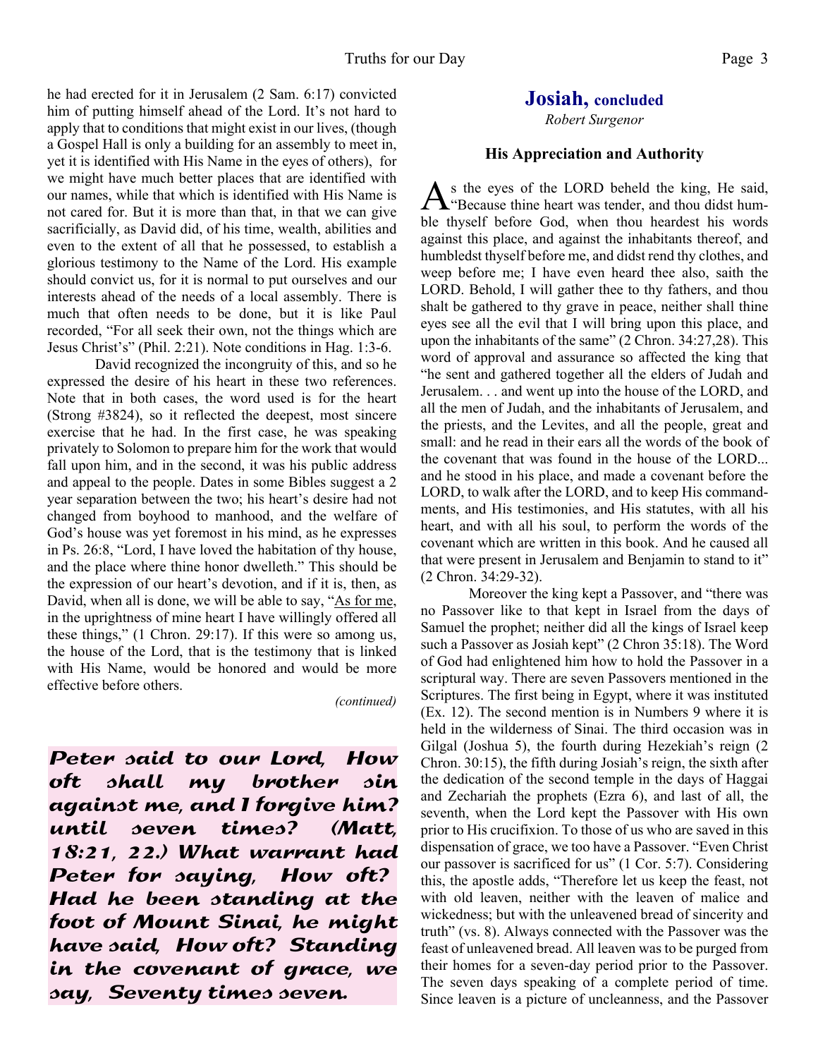he had erected for it in Jerusalem (2 Sam. 6:17) convicted him of putting himself ahead of the Lord. It's not hard to apply that to conditions that might exist in our lives, (though a Gospel Hall is only a building for an assembly to meet in, yet it is identified with His Name in the eyes of others), for we might have much better places that are identified with our names, while that which is identified with His Name is not cared for. But it is more than that, in that we can give sacrificially, as David did, of his time, wealth, abilities and even to the extent of all that he possessed, to establish a glorious testimony to the Name of the Lord. His example should convict us, for it is normal to put ourselves and our interests ahead of the needs of a local assembly. There is much that often needs to be done, but it is like Paul recorded, "For all seek their own, not the things which are Jesus Christ's" (Phil. 2:21). Note conditions in Hag. 1:3-6.

David recognized the incongruity of this, and so he expressed the desire of his heart in these two references. Note that in both cases, the word used is for the heart (Strong #3824), so it reflected the deepest, most sincere exercise that he had. In the first case, he was speaking privately to Solomon to prepare him for the work that would fall upon him, and in the second, it was his public address and appeal to the people. Dates in some Bibles suggest a 2 year separation between the two; his heart's desire had not changed from boyhood to manhood, and the welfare of God's house was yet foremost in his mind, as he expresses in Ps. 26:8, "Lord, I have loved the habitation of thy house, and the place where thine honor dwelleth." This should be the expression of our heart's devotion, and if it is, then, as David, when all is done, we will be able to say, "<u>As for me</u>, in the uprightness of mine heart I have willingly offered all these things," (1 Chron. 29:17). If this were so among us, the house of the Lord, that is the testimony that is linked with His Name, would be honored and would be more effective before others.

*(continued)*

***Peter said to our Lord, How oft shall my brother sin against me, and I forgive him? until seven times? (Matt, 18:21, 22.) What warrant had Peter for saying, How oft? Had he been standing at the foot of Mount Sinai, he might have said, How oft? Standing in the covenant of grace, we say, Seventy times seven.***

## Josiah, concluded

*Robert Surgenor*

### His Appreciation and Authority

As the eyes of the LORD beheld the king, He said, "Because thine heart was tender, and thou didst humble thyself before God, when thou heardest his words against this place, and against the inhabitants thereof, and humbledst thyself before me, and didst rend thy clothes, and weep before me; I have even heard thee also, saith the LORD. Behold, I will gather thee to thy fathers, and thou shalt be gathered to thy grave in peace, neither shall thine eyes see all the evil that I will bring upon this place, and upon the inhabitants of the same" (2 Chron. 34:27,28). This word of approval and assurance so affected the king that "he sent and gathered together all the elders of Judah and Jerusalem. . . and went up into the house of the LORD, and all the men of Judah, and the inhabitants of Jerusalem, and the priests, and the Levites, and all the people, great and small: and he read in their ears all the words of the book of the covenant that was found in the house of the LORD... and he stood in his place, and made a covenant before the LORD, to walk after the LORD, and to keep His commandments, and His testimonies, and His statutes, with all his heart, and with all his soul, to perform the words of the covenant which are written in this book. And he caused all that were present in Jerusalem and Benjamin to stand to it" (2 Chron. 34:29-32).

Moreover the king kept a Passover, and "there was no Passover like to that kept in Israel from the days of Samuel the prophet; neither did all the kings of Israel keep such a Passover as Josiah kept" (2 Chron 35:18). The Word of God had enlightened him how to hold the Passover in a scriptural way. There are seven Passovers mentioned in the Scriptures. The first being in Egypt, where it was instituted (Ex. 12). The second mention is in Numbers 9 where it is held in the wilderness of Sinai. The third occasion was in Gilgal (Joshua 5), the fourth during Hezekiah's reign (2 Chron. 30:15), the fifth during Josiah's reign, the sixth after the dedication of the second temple in the days of Haggai and Zechariah the prophets (Ezra 6), and last of all, the seventh, when the Lord kept the Passover with His own prior to His crucifixion. To those of us who are saved in this dispensation of grace, we too have a Passover. "Even Christ our passover is sacrificed for us" (1 Cor. 5:7). Considering this, the apostle adds, "Therefore let us keep the feast, not with old leaven, neither with the leaven of malice and wickedness; but with the unleavened bread of sincerity and truth" (vs. 8). Always connected with the Passover was the feast of unleavened bread. All leaven was to be purged from their homes for a seven-day period prior to the Passover. The seven days speaking of a complete period of time. Since leaven is a picture of uncleanness, and the Passover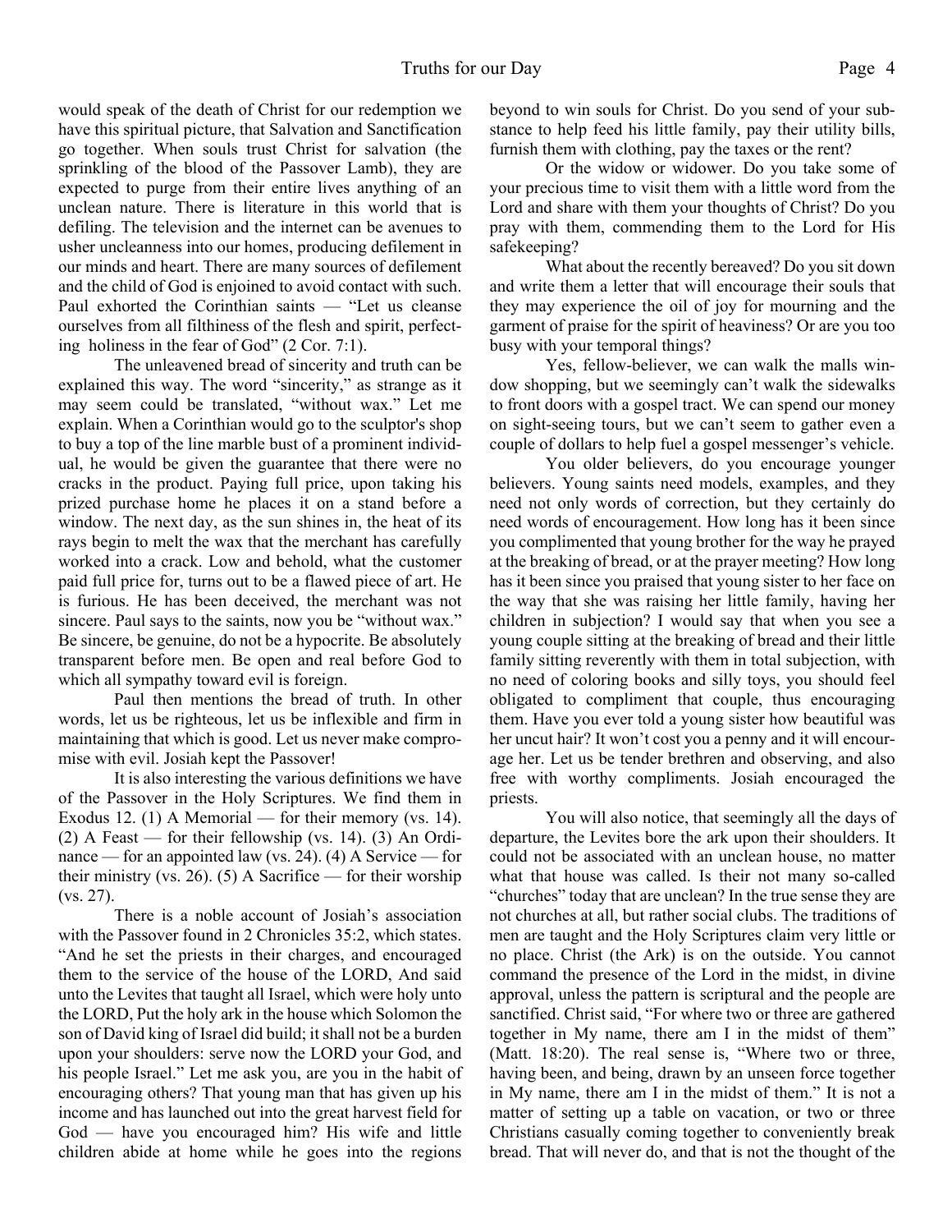would speak of the death of Christ for our redemption we have this spiritual picture, that Salvation and Sanctification go together. When souls trust Christ for salvation (the sprinkling of the blood of the Passover Lamb), they are expected to purge from their entire lives anything of an unclean nature. There is literature in this world that is defiling. The television and the internet can be avenues to usher uncleanness into our homes, producing defilement in our minds and heart. There are many sources of defilement and the child of God is enjoined to avoid contact with such. Paul exhorted the Corinthian saints — "Let us cleanse ourselves from all filthiness of the flesh and spirit, perfecting holiness in the fear of God" (2 Cor. 7:1).

The unleavened bread of sincerity and truth can be explained this way. The word "sincerity," as strange as it may seem could be translated, "without wax." Let me explain. When a Corinthian would go to the sculptor's shop to buy a top of the line marble bust of a prominent individual, he would be given the guarantee that there were no cracks in the product. Paying full price, upon taking his prized purchase home he places it on a stand before a window. The next day, as the sun shines in, the heat of its rays begin to melt the wax that the merchant has carefully worked into a crack. Low and behold, what the customer paid full price for, turns out to be a flawed piece of art. He is furious. He has been deceived, the merchant was not sincere. Paul says to the saints, now you be "without wax." Be sincere, be genuine, do not be a hypocrite. Be absolutely transparent before men. Be open and real before God to which all sympathy toward evil is foreign.

Paul then mentions the bread of truth. In other words, let us be righteous, let us be inflexible and firm in maintaining that which is good. Let us never make compromise with evil. Josiah kept the Passover!

It is also interesting the various definitions we have of the Passover in the Holy Scriptures. We find them in Exodus 12. (1) A Memorial — for their memory (vs. 14). (2) A Feast — for their fellowship (vs. 14). (3) An Ordinance — for an appointed law (vs. 24). (4) A Service — for their ministry (vs. 26). (5) A Sacrifice — for their worship (vs. 27).

There is a noble account of Josiah's association with the Passover found in 2 Chronicles 35:2, which states. "And he set the priests in their charges, and encouraged them to the service of the house of the LORD, And said unto the Levites that taught all Israel, which were holy unto the LORD, Put the holy ark in the house which Solomon the son of David king of Israel did build; it shall not be a burden upon your shoulders: serve now the LORD your God, and his people Israel." Let me ask you, are you in the habit of encouraging others? That young man that has given up his income and has launched out into the great harvest field for God — have you encouraged him? His wife and little children abide at home while he goes into the regions beyond to win souls for Christ. Do you send of your substance to help feed his little family, pay their utility bills, furnish them with clothing, pay the taxes or the rent?

Or the widow or widower. Do you take some of your precious time to visit them with a little word from the Lord and share with them your thoughts of Christ? Do you pray with them, commending them to the Lord for His safekeeping?

What about the recently bereaved? Do you sit down and write them a letter that will encourage their souls that they may experience the oil of joy for mourning and the garment of praise for the spirit of heaviness? Or are you too busy with your temporal things?

Yes, fellow-believer, we can walk the malls window shopping, but we seemingly can't walk the sidewalks to front doors with a gospel tract. We can spend our money on sight-seeing tours, but we can't seem to gather even a couple of dollars to help fuel a gospel messenger's vehicle.

You older believers, do you encourage younger believers. Young saints need models, examples, and they need not only words of correction, but they certainly do need words of encouragement. How long has it been since you complimented that young brother for the way he prayed at the breaking of bread, or at the prayer meeting? How long has it been since you praised that young sister to her face on the way that she was raising her little family, having her children in subjection? I would say that when you see a young couple sitting at the breaking of bread and their little family sitting reverently with them in total subjection, with no need of coloring books and silly toys, you should feel obligated to compliment that couple, thus encouraging them. Have you ever told a young sister how beautiful was her uncut hair? It won't cost you a penny and it will encourage her. Let us be tender brethren and observing, and also free with worthy compliments. Josiah encouraged the priests.

You will also notice, that seemingly all the days of departure, the Levites bore the ark upon their shoulders. It could not be associated with an unclean house, no matter what that house was called. Is their not many so-called "churches" today that are unclean? In the true sense they are not churches at all, but rather social clubs. The traditions of men are taught and the Holy Scriptures claim very little or no place. Christ (the Ark) is on the outside. You cannot command the presence of the Lord in the midst, in divine approval, unless the pattern is scriptural and the people are sanctified. Christ said, "For where two or three are gathered together in My name, there am I in the midst of them" (Matt. 18:20). The real sense is, "Where two or three, having been, and being, drawn by an unseen force together in My name, there am I in the midst of them." It is not a matter of setting up a table on vacation, or two or three Christians casually coming together to conveniently break bread. That will never do, and that is not the thought of the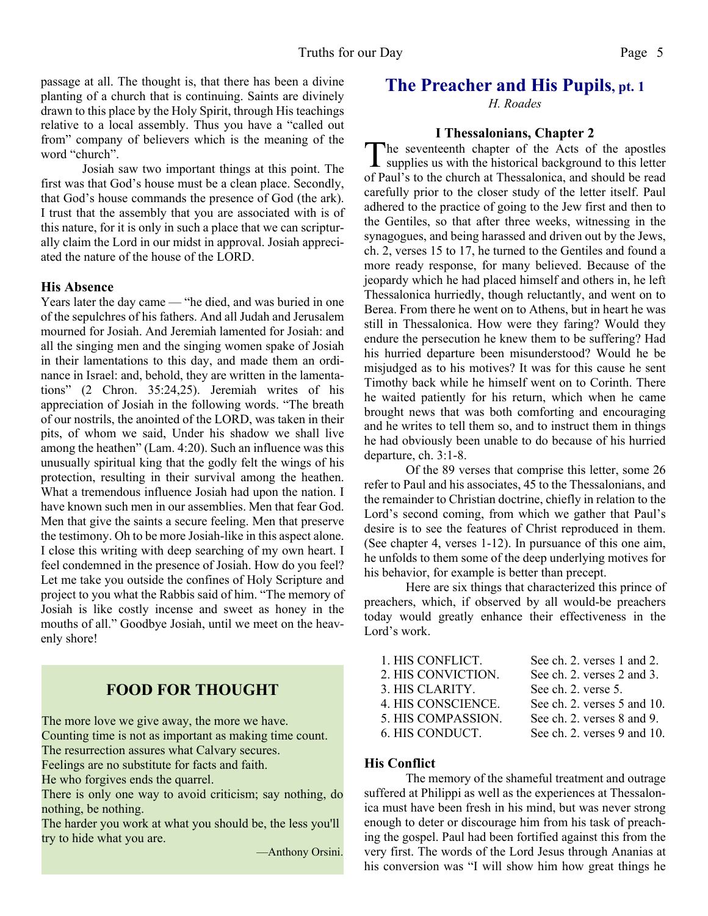passage at all. The thought is, that there has been a divine planting of a church that is continuing. Saints are divinely drawn to this place by the Holy Spirit, through His teachings relative to a local assembly. Thus you have a "called out from" company of believers which is the meaning of the word "church".

Josiah saw two important things at this point. The first was that God's house must be a clean place. Secondly, that God's house commands the presence of God (the ark). I trust that the assembly that you are associated with is of this nature, for it is only in such a place that we can scripturally claim the Lord in our midst in approval. Josiah appreciated the nature of the house of the LORD.

### His Absence

Years later the day came — "he died, and was buried in one of the sepulchres of his fathers. And all Judah and Jerusalem mourned for Josiah. And Jeremiah lamented for Josiah: and all the singing men and the singing women spake of Josiah in their lamentations to this day, and made them an ordinance in Israel: and, behold, they are written in the lamentations" (2 Chron. 35:24,25). Jeremiah writes of his appreciation of Josiah in the following words. "The breath of our nostrils, the anointed of the LORD, was taken in their pits, of whom we said, Under his shadow we shall live among the heathen" (Lam. 4:20). Such an influence was this unusually spiritual king that the godly felt the wings of his protection, resulting in their survival among the heathen. What a tremendous influence Josiah had upon the nation. I have known such men in our assemblies. Men that fear God. Men that give the saints a secure feeling. Men that preserve the testimony. Oh to be more Josiah-like in this aspect alone. I close this writing with deep searching of my own heart. I feel condemned in the presence of Josiah. How do you feel? Let me take you outside the confines of Holy Scripture and project to you what the Rabbis said of him. "The memory of Josiah is like costly incense and sweet as honey in the mouths of all." Goodbye Josiah, until we meet on the heavenly shore!

## FOOD FOR THOUGHT

The more love we give away, the more we have.
Counting time is not as important as making time count.
The resurrection assures what Calvary secures.
Feelings are no substitute for facts and faith.
He who forgives ends the quarrel.
There is only one way to avoid criticism; say nothing, do nothing, be nothing.
The harder you work at what you should be, the less you'll try to hide what you are.

—Anthony Orsini.

# The Preacher and His Pupils, pt. 1

*H. Roades*

### I Thessalonians, Chapter 2

The seventeenth chapter of the Acts of the apostles supplies us with the historical background to this letter of Paul's to the church at Thessalonica, and should be read carefully prior to the closer study of the letter itself. Paul adhered to the practice of going to the Jew first and then to the Gentiles, so that after three weeks, witnessing in the synagogues, and being harassed and driven out by the Jews, ch. 2, verses 15 to 17, he turned to the Gentiles and found a more ready response, for many believed. Because of the jeopardy which he had placed himself and others in, he left Thessalonica hurriedly, though reluctantly, and went on to Berea. From there he went on to Athens, but in heart he was still in Thessalonica. How were they faring? Would they endure the persecution he knew them to be suffering? Had his hurried departure been misunderstood? Would he be misjudged as to his motives? It was for this cause he sent Timothy back while he himself went on to Corinth. There he waited patiently for his return, which when he came brought news that was both comforting and encouraging and he writes to tell them so, and to instruct them in things he had obviously been unable to do because of his hurried departure, ch. 3:1-8.

Of the 89 verses that comprise this letter, some 26 refer to Paul and his associates, 45 to the Thessalonians, and the remainder to Christian doctrine, chiefly in relation to the Lord's second coming, from which we gather that Paul's desire is to see the features of Christ reproduced in them. (See chapter 4, verses 1-12). In pursuance of this one aim, he unfolds to them some of the deep underlying motives for his behavior, for example is better than precept.

Here are six things that characterized this prince of preachers, which, if observed by all would-be preachers today would greatly enhance their effectiveness in the Lord's work.

| | |
|---|---|
| 1. HIS CONFLICT. | See ch. 2. verses 1 and 2. |
| 2. HIS CONVICTION. | See ch. 2. verses 2 and 3. |
| 3. HIS CLARITY. | See ch. 2. verse 5. |
| 4. HIS CONSCIENCE. | See ch. 2. verses 5 and 10. |
| 5. HIS COMPASSION. | See ch. 2. verses 8 and 9. |
| 6. HIS CONDUCT. | See ch. 2. verses 9 and 10. |

### His Conflict

The memory of the shameful treatment and outrage suffered at Philippi as well as the experiences at Thessalonica must have been fresh in his mind, but was never strong enough to deter or discourage him from his task of preaching the gospel. Paul had been fortified against this from the very first. The words of the Lord Jesus through Ananias at his conversion was "I will show him how great things he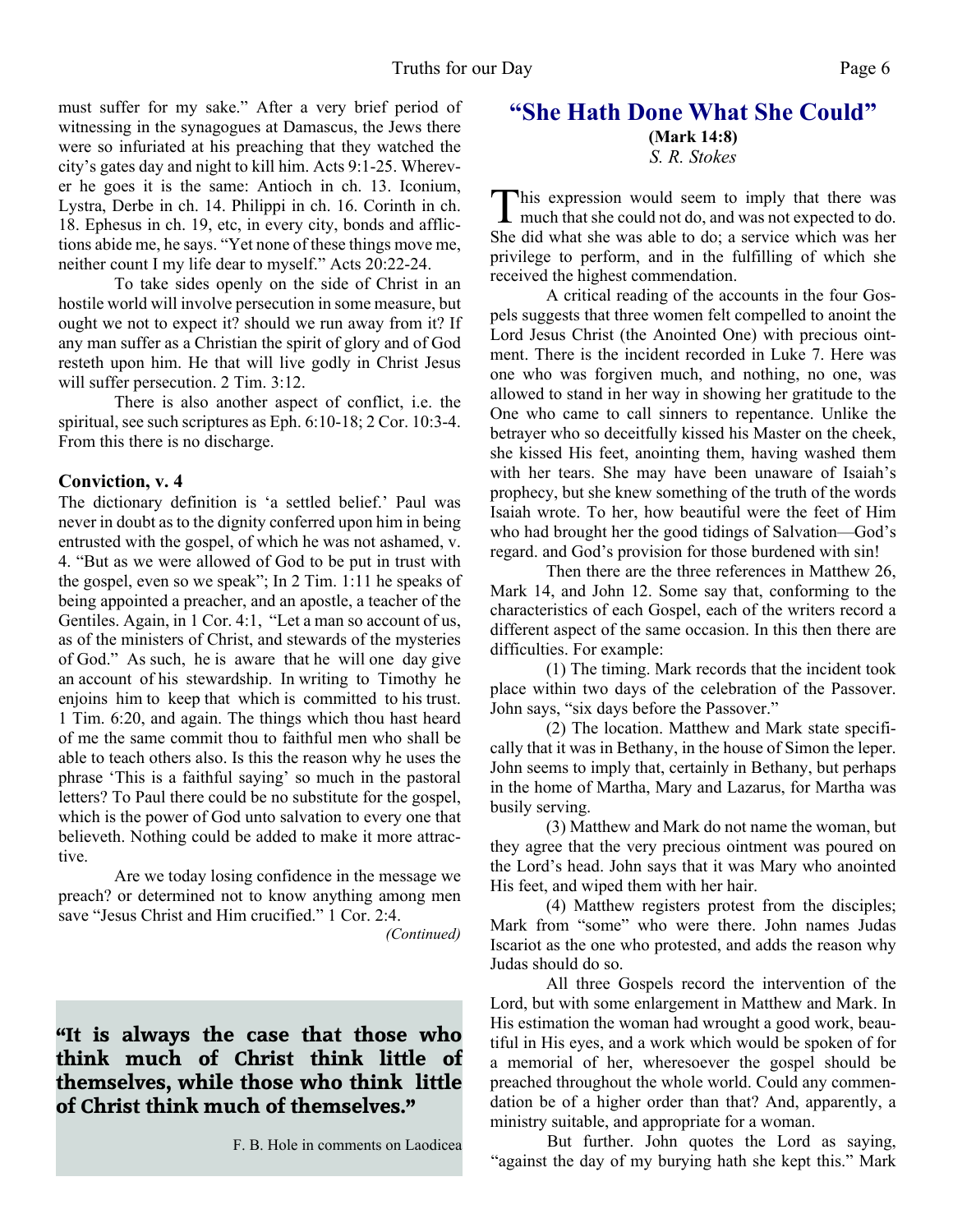must suffer for my sake." After a very brief period of witnessing in the synagogues at Damascus, the Jews there were so infuriated at his preaching that they watched the city's gates day and night to kill him. Acts 9:1-25. Wherever he goes it is the same: Antioch in ch. 13. Iconium, Lystra, Derbe in ch. 14. Philippi in ch. 16. Corinth in ch. 18. Ephesus in ch. 19, etc, in every city, bonds and afflictions abide me, he says. "Yet none of these things move me, neither count I my life dear to myself." Acts 20:22-24.

To take sides openly on the side of Christ in an hostile world will involve persecution in some measure, but ought we not to expect it? should we run away from it? If any man suffer as a Christian the spirit of glory and of God resteth upon him. He that will live godly in Christ Jesus will suffer persecution. 2 Tim. 3:12.

There is also another aspect of conflict, i.e. the spiritual, see such scriptures as Eph. 6:10-18; 2 Cor. 10:3-4. From this there is no discharge.

**Conviction, v. 4**

The dictionary definition is 'a settled belief.' Paul was never in doubt as to the dignity conferred upon him in being entrusted with the gospel, of which he was not ashamed, v. 4. "But as we were allowed of God to be put in trust with the gospel, even so we speak"; In 2 Tim. 1:11 he speaks of being appointed a preacher, and an apostle, a teacher of the Gentiles. Again, in 1 Cor. 4:1, "Let a man so account of us, as of the ministers of Christ, and stewards of the mysteries of God." As such, he is aware that he will one day give an account of his stewardship. In writing to Timothy he enjoins him to keep that which is committed to his trust. 1 Tim. 6:20, and again. The things which thou hast heard of me the same commit thou to faithful men who shall be able to teach others also. Is this the reason why he uses the phrase 'This is a faithful saying' so much in the pastoral letters? To Paul there could be no substitute for the gospel, which is the power of God unto salvation to every one that believeth. Nothing could be added to make it more attractive.

Are we today losing confidence in the message we preach? or determined not to know anything among men save "Jesus Christ and Him crucified." 1 Cor. 2:4.

*(Continued)*

**"It is always the case that those who think much of Christ think little of themselves, while those who think little of Christ think much of themselves."**

F. B. Hole in comments on Laodicea

# "She Hath Done What She Could"

**(Mark 14:8)**

*S. R. Stokes*

This expression would seem to imply that there was much that she could not do, and was not expected to do. She did what she was able to do; a service which was her privilege to perform, and in the fulfilling of which she received the highest commendation.

A critical reading of the accounts in the four Gospels suggests that three women felt compelled to anoint the Lord Jesus Christ (the Anointed One) with precious ointment. There is the incident recorded in Luke 7. Here was one who was forgiven much, and nothing, no one, was allowed to stand in her way in showing her gratitude to the One who came to call sinners to repentance. Unlike the betrayer who so deceitfully kissed his Master on the cheek, she kissed His feet, anointing them, having washed them with her tears. She may have been unaware of Isaiah's prophecy, but she knew something of the truth of the words Isaiah wrote. To her, how beautiful were the feet of Him who had brought her the good tidings of Salvation—God's regard. and God's provision for those burdened with sin!

Then there are the three references in Matthew 26, Mark 14, and John 12. Some say that, conforming to the characteristics of each Gospel, each of the writers record a different aspect of the same occasion. In this then there are difficulties. For example:

(1) The timing. Mark records that the incident took place within two days of the celebration of the Passover. John says, "six days before the Passover."

(2) The location. Matthew and Mark state specifically that it was in Bethany, in the house of Simon the leper. John seems to imply that, certainly in Bethany, but perhaps in the home of Martha, Mary and Lazarus, for Martha was busily serving.

(3) Matthew and Mark do not name the woman, but they agree that the very precious ointment was poured on the Lord's head. John says that it was Mary who anointed His feet, and wiped them with her hair.

(4) Matthew registers protest from the disciples; Mark from "some" who were there. John names Judas Iscariot as the one who protested, and adds the reason why Judas should do so.

All three Gospels record the intervention of the Lord, but with some enlargement in Matthew and Mark. In His estimation the woman had wrought a good work, beautiful in His eyes, and a work which would be spoken of for a memorial of her, wheresoever the gospel should be preached throughout the whole world. Could any commendation be of a higher order than that? And, apparently, a ministry suitable, and appropriate for a woman.

But further. John quotes the Lord as saying, "against the day of my burying hath she kept this." Mark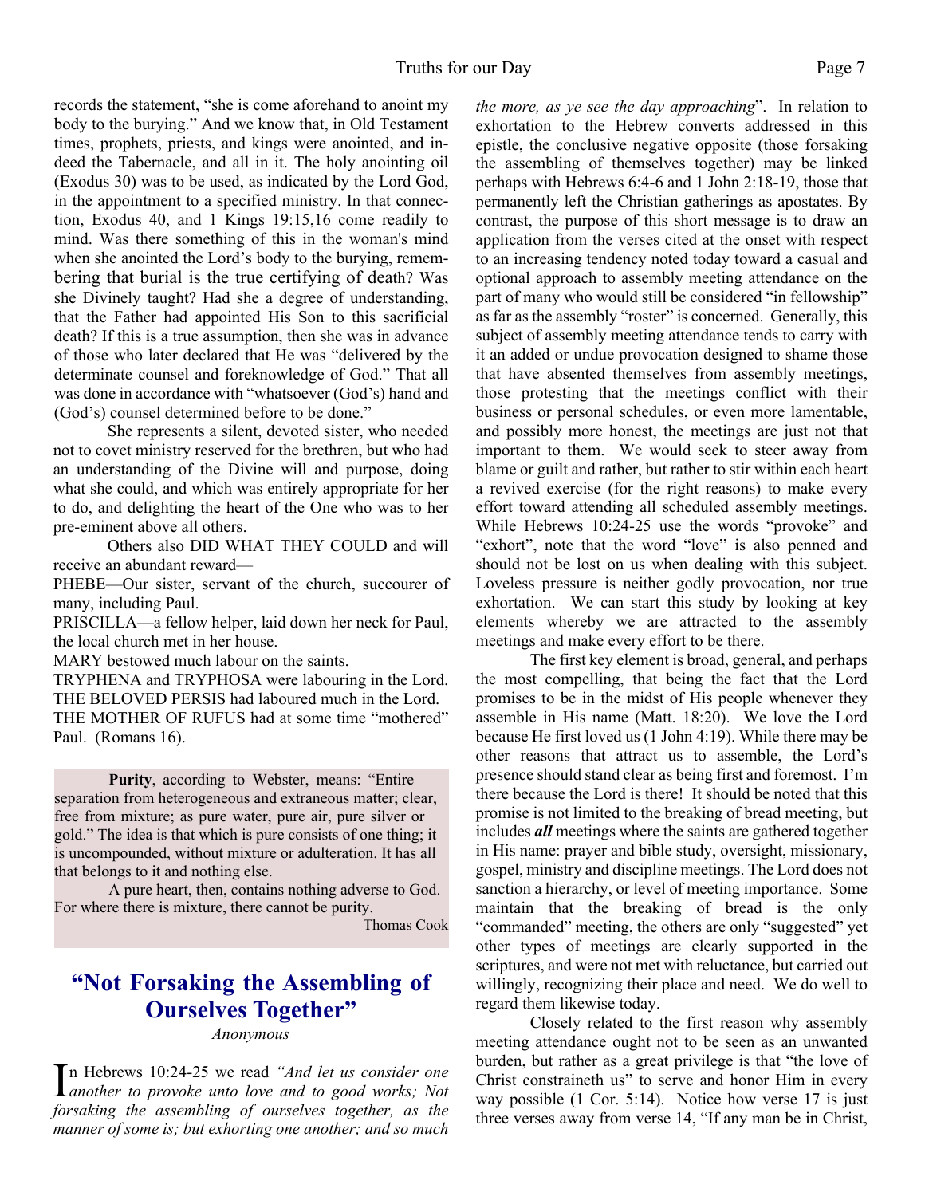records the statement, "she is come aforehand to anoint my body to the burying." And we know that, in Old Testament times, prophets, priests, and kings were anointed, and indeed the Tabernacle, and all in it. The holy anointing oil (Exodus 30) was to be used, as indicated by the Lord God, in the appointment to a specified ministry. In that connection, Exodus 40, and 1 Kings 19:15,16 come readily to mind. Was there something of this in the woman's mind when she anointed the Lord's body to the burying, remembering that burial is the true certifying of death? Was she Divinely taught? Had she a degree of understanding, that the Father had appointed His Son to this sacrificial death? If this is a true assumption, then she was in advance of those who later declared that He was "delivered by the determinate counsel and foreknowledge of God." That all was done in accordance with "whatsoever (God's) hand and (God's) counsel determined before to be done."

She represents a silent, devoted sister, who needed not to covet ministry reserved for the brethren, but who had an understanding of the Divine will and purpose, doing what she could, and which was entirely appropriate for her to do, and delighting the heart of the One who was to her pre-eminent above all others.

Others also DID WHAT THEY COULD and will receive an abundant reward—

PHEBE—Our sister, servant of the church, succourer of many, including Paul.

PRISCILLA—a fellow helper, laid down her neck for Paul, the local church met in her house.

MARY bestowed much labour on the saints.

TRYPHENA and TRYPHOSA were labouring in the Lord.

THE BELOVED PERSIS had laboured much in the Lord.

THE MOTHER OF RUFUS had at some time "mothered" Paul. (Romans 16).

**Purity**, according to Webster, means: "Entire separation from heterogeneous and extraneous matter; clear, free from mixture; as pure water, pure air, pure silver or gold." The idea is that which is pure consists of one thing; it is uncompounded, without mixture or adulteration. It has all that belongs to it and nothing else.

A pure heart, then, contains nothing adverse to God. For where there is mixture, there cannot be purity.

Thomas Cook

## "Not Forsaking the Assembling of Ourselves Together"

*Anonymous*

In Hebrews 10:24-25 we read *"And let us consider one another to provoke unto love and to good works; Not forsaking the assembling of ourselves together, as the manner of some is; but exhorting one another; and so much the more, as ye see the day approaching*". In relation to exhortation to the Hebrew converts addressed in this epistle, the conclusive negative opposite (those forsaking the assembling of themselves together) may be linked perhaps with Hebrews 6:4-6 and 1 John 2:18-19, those that permanently left the Christian gatherings as apostates. By contrast, the purpose of this short message is to draw an application from the verses cited at the onset with respect to an increasing tendency noted today toward a casual and optional approach to assembly meeting attendance on the part of many who would still be considered "in fellowship" as far as the assembly "roster" is concerned. Generally, this subject of assembly meeting attendance tends to carry with it an added or undue provocation designed to shame those that have absented themselves from assembly meetings, those protesting that the meetings conflict with their business or personal schedules, or even more lamentable, and possibly more honest, the meetings are just not that important to them. We would seek to steer away from blame or guilt and rather, but rather to stir within each heart a revived exercise (for the right reasons) to make every effort toward attending all scheduled assembly meetings. While Hebrews 10:24-25 use the words "provoke" and "exhort", note that the word "love" is also penned and should not be lost on us when dealing with this subject. Loveless pressure is neither godly provocation, nor true exhortation. We can start this study by looking at key elements whereby we are attracted to the assembly meetings and make every effort to be there.

The first key element is broad, general, and perhaps the most compelling, that being the fact that the Lord promises to be in the midst of His people whenever they assemble in His name (Matt. 18:20). We love the Lord because He first loved us (1 John 4:19). While there may be other reasons that attract us to assemble, the Lord's presence should stand clear as being first and foremost. I'm there because the Lord is there! It should be noted that this promise is not limited to the breaking of bread meeting, but includes ***all*** meetings where the saints are gathered together in His name: prayer and bible study, oversight, missionary, gospel, ministry and discipline meetings. The Lord does not sanction a hierarchy, or level of meeting importance. Some maintain that the breaking of bread is the only "commanded" meeting, the others are only "suggested" yet other types of meetings are clearly supported in the scriptures, and were not met with reluctance, but carried out willingly, recognizing their place and need. We do well to regard them likewise today.

Closely related to the first reason why assembly meeting attendance ought not to be seen as an unwanted burden, but rather as a great privilege is that "the love of Christ constraineth us" to serve and honor Him in every way possible (1 Cor. 5:14). Notice how verse 17 is just three verses away from verse 14, "If any man be in Christ,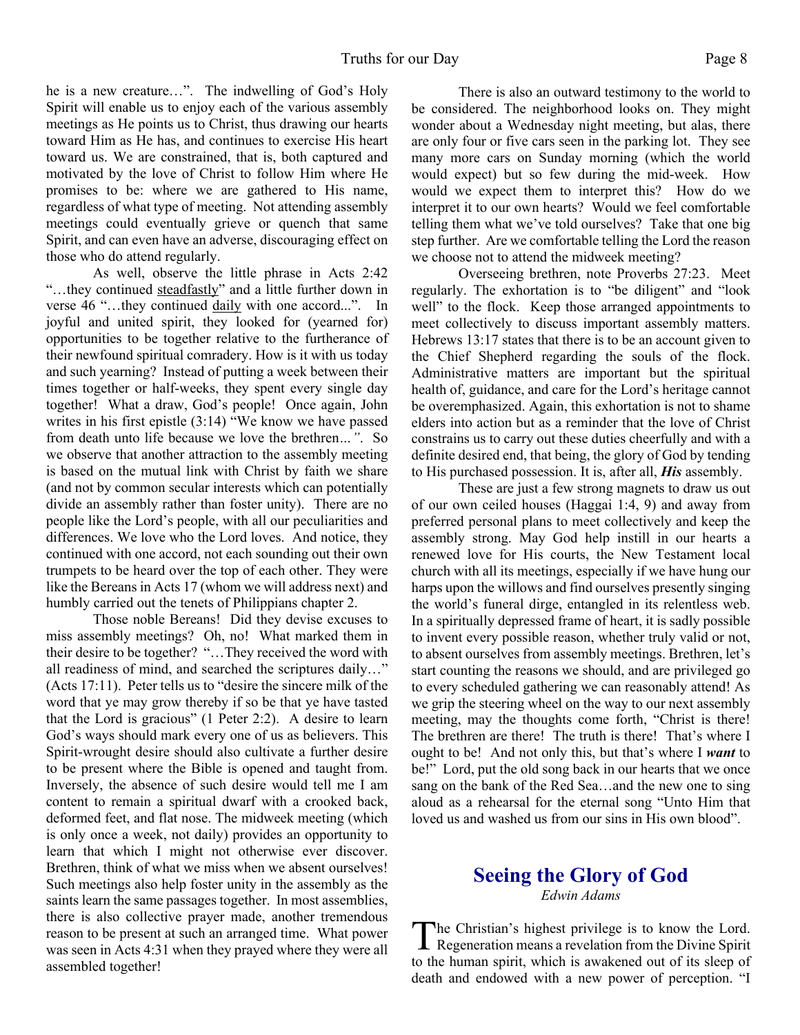he is a new creature…". The indwelling of God's Holy Spirit will enable us to enjoy each of the various assembly meetings as He points us to Christ, thus drawing our hearts toward Him as He has, and continues to exercise His heart toward us. We are constrained, that is, both captured and motivated by the love of Christ to follow Him where He promises to be: where we are gathered to His name, regardless of what type of meeting. Not attending assembly meetings could eventually grieve or quench that same Spirit, and can even have an adverse, discouraging effect on those who do attend regularly.

As well, observe the little phrase in Acts 2:42 "…they continued steadfastly" and a little further down in verse 46 "…they continued daily with one accord...". In joyful and united spirit, they looked for (yearned for) opportunities to be together relative to the furtherance of their newfound spiritual comradery. How is it with us today and such yearning? Instead of putting a week between their times together or half-weeks, they spent every single day together! What a draw, God's people! Once again, John writes in his first epistle (3:14) "We know we have passed from death unto life because we love the brethren*…"*. So we observe that another attraction to the assembly meeting is based on the mutual link with Christ by faith we share (and not by common secular interests which can potentially divide an assembly rather than foster unity). There are no people like the Lord's people, with all our peculiarities and differences. We love who the Lord loves. And notice, they continued with one accord, not each sounding out their own trumpets to be heard over the top of each other. They were like the Bereans in Acts 17 (whom we will address next) and humbly carried out the tenets of Philippians chapter 2.

Those noble Bereans! Did they devise excuses to miss assembly meetings? Oh, no! What marked them in their desire to be together? "…They received the word with all readiness of mind, and searched the scriptures daily…" (Acts 17:11). Peter tells us to "desire the sincere milk of the word that ye may grow thereby if so be that ye have tasted that the Lord is gracious" (1 Peter 2:2). A desire to learn God's ways should mark every one of us as believers. This Spirit-wrought desire should also cultivate a further desire to be present where the Bible is opened and taught from. Inversely, the absence of such desire would tell me I am content to remain a spiritual dwarf with a crooked back, deformed feet, and flat nose. The midweek meeting (which is only once a week, not daily) provides an opportunity to learn that which I might not otherwise ever discover. Brethren, think of what we miss when we absent ourselves! Such meetings also help foster unity in the assembly as the saints learn the same passages together. In most assemblies, there is also collective prayer made, another tremendous reason to be present at such an arranged time. What power was seen in Acts 4:31 when they prayed where they were all assembled together!

There is also an outward testimony to the world to be considered. The neighborhood looks on. They might wonder about a Wednesday night meeting, but alas, there are only four or five cars seen in the parking lot. They see many more cars on Sunday morning (which the world would expect) but so few during the mid-week. How would we expect them to interpret this? How do we interpret it to our own hearts? Would we feel comfortable telling them what we've told ourselves? Take that one big step further. Are we comfortable telling the Lord the reason we choose not to attend the midweek meeting?

Overseeing brethren, note Proverbs 27:23. Meet regularly. The exhortation is to "be diligent" and "look well" to the flock. Keep those arranged appointments to meet collectively to discuss important assembly matters. Hebrews 13:17 states that there is to be an account given to the Chief Shepherd regarding the souls of the flock. Administrative matters are important but the spiritual health of, guidance, and care for the Lord's heritage cannot be overemphasized. Again, this exhortation is not to shame elders into action but as a reminder that the love of Christ constrains us to carry out these duties cheerfully and with a definite desired end, that being, the glory of God by tending to His purchased possession. It is, after all, ***His*** assembly.

These are just a few strong magnets to draw us out of our own ceiled houses (Haggai 1:4, 9) and away from preferred personal plans to meet collectively and keep the assembly strong. May God help instill in our hearts a renewed love for His courts, the New Testament local church with all its meetings, especially if we have hung our harps upon the willows and find ourselves presently singing the world's funeral dirge, entangled in its relentless web. In a spiritually depressed frame of heart, it is sadly possible to invent every possible reason, whether truly valid or not, to absent ourselves from assembly meetings. Brethren, let's start counting the reasons we should, and are privileged go to every scheduled gathering we can reasonably attend! As we grip the steering wheel on the way to our next assembly meeting, may the thoughts come forth, "Christ is there! The brethren are there! The truth is there! That's where I ought to be! And not only this, but that's where I ***want*** to be!" Lord, put the old song back in our hearts that we once sang on the bank of the Red Sea…and the new one to sing aloud as a rehearsal for the eternal song "Unto Him that loved us and washed us from our sins in His own blood".

## Seeing the Glory of God

*Edwin Adams*

The Christian's highest privilege is to know the Lord. Regeneration means a revelation from the Divine Spirit to the human spirit, which is awakened out of its sleep of death and endowed with a new power of perception. "I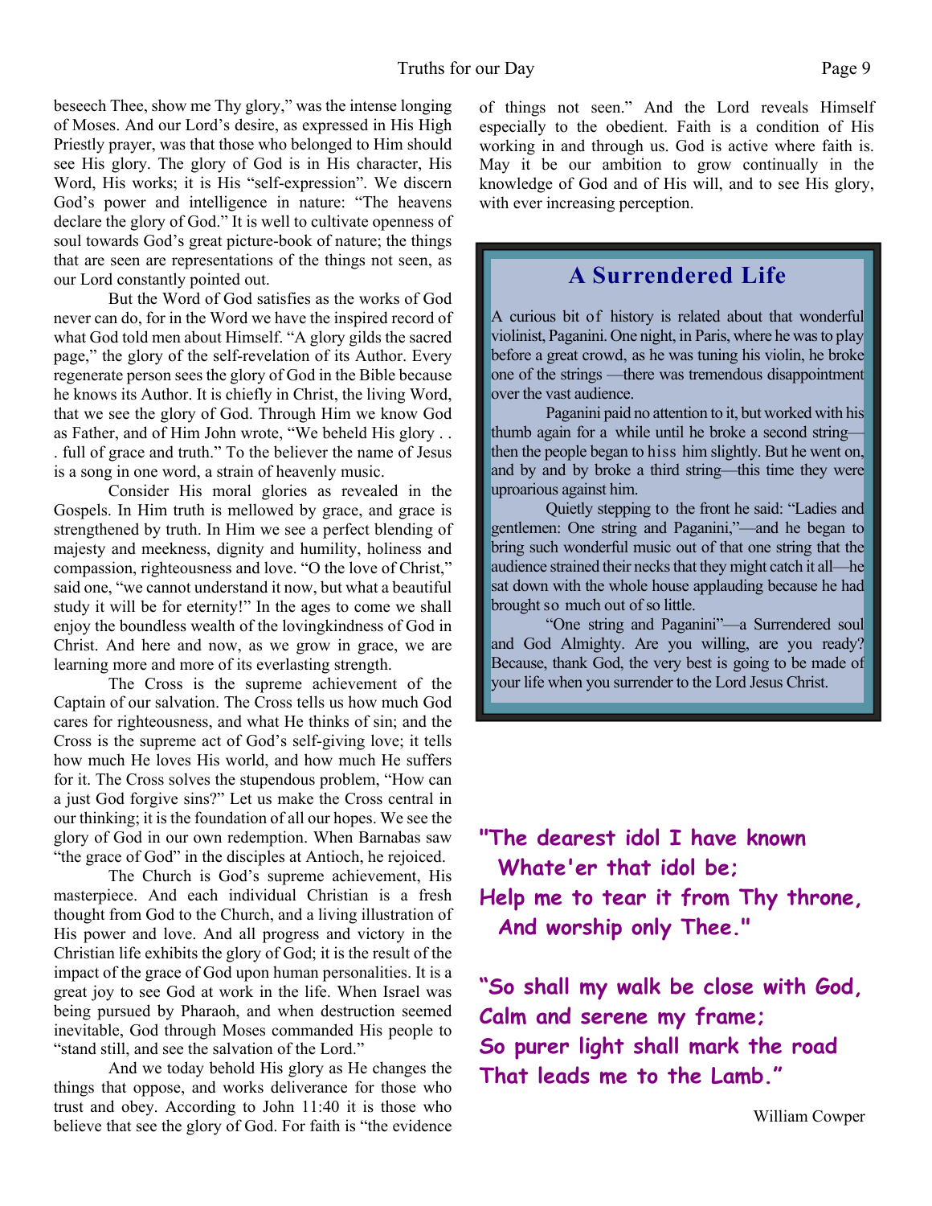beseech Thee, show me Thy glory," was the intense longing of Moses. And our Lord's desire, as expressed in His High Priestly prayer, was that those who belonged to Him should see His glory. The glory of God is in His character, His Word, His works; it is His "self-expression". We discern God's power and intelligence in nature: "The heavens declare the glory of God." It is well to cultivate openness of soul towards God's great picture-book of nature; the things that are seen are representations of the things not seen, as our Lord constantly pointed out.

But the Word of God satisfies as the works of God never can do, for in the Word we have the inspired record of what God told men about Himself. "A glory gilds the sacred page," the glory of the self-revelation of its Author. Every regenerate person sees the glory of God in the Bible because he knows its Author. It is chiefly in Christ, the living Word, that we see the glory of God. Through Him we know God as Father, and of Him John wrote, "We beheld His glory . . . full of grace and truth." To the believer the name of Jesus is a song in one word, a strain of heavenly music.

Consider His moral glories as revealed in the Gospels. In Him truth is mellowed by grace, and grace is strengthened by truth. In Him we see a perfect blending of majesty and meekness, dignity and humility, holiness and compassion, righteousness and love. "O the love of Christ," said one, "we cannot understand it now, but what a beautiful study it will be for eternity!" In the ages to come we shall enjoy the boundless wealth of the lovingkindness of God in Christ. And here and now, as we grow in grace, we are learning more and more of its everlasting strength.

The Cross is the supreme achievement of the Captain of our salvation. The Cross tells us how much God cares for righteousness, and what He thinks of sin; and the Cross is the supreme act of God's self-giving love; it tells how much He loves His world, and how much He suffers for it. The Cross solves the stupendous problem, "How can a just God forgive sins?" Let us make the Cross central in our thinking; it is the foundation of all our hopes. We see the glory of God in our own redemption. When Barnabas saw "the grace of God" in the disciples at Antioch, he rejoiced.

The Church is God's supreme achievement, His masterpiece. And each individual Christian is a fresh thought from God to the Church, and a living illustration of His power and love. And all progress and victory in the Christian life exhibits the glory of God; it is the result of the impact of the grace of God upon human personalities. It is a great joy to see God at work in the life. When Israel was being pursued by Pharaoh, and when destruction seemed inevitable, God through Moses commanded His people to "stand still, and see the salvation of the Lord."

And we today behold His glory as He changes the things that oppose, and works deliverance for those who trust and obey. According to John 11:40 it is those who believe that see the glory of God. For faith is "the evidence of things not seen." And the Lord reveals Himself especially to the obedient. Faith is a condition of His working in and through us. God is active where faith is. May it be our ambition to grow continually in the knowledge of God and of His will, and to see His glory, with ever increasing perception.

## A Surrendered Life

A curious bit of history is related about that wonderful violinist, Paganini. One night, in Paris, where he was to play before a great crowd, as he was tuning his violin, he broke one of the strings —there was tremendous disappointment over the vast audience.

Paganini paid no attention to it, but worked with his thumb again for a while until he broke a second string—then the people began to hiss him slightly. But he went on, and by and by broke a third string—this time they were uproarious against him.

Quietly stepping to the front he said: "Ladies and gentlemen: One string and Paganini,"—and he began to bring such wonderful music out of that one string that the audience strained their necks that they might catch it all—he sat down with the whole house applauding because he had brought so much out of so little.

"One string and Paganini"—a Surrendered soul and God Almighty. Are you willing, are you ready? Because, thank God, the very best is going to be made of your life when you surrender to the Lord Jesus Christ.

**"The dearest idol I have known**
**Whate'er that idol be;**
**Help me to tear it from Thy throne,**
**And worship only Thee."**

**"So shall my walk be close with God,**
**Calm and serene my frame;**
**So purer light shall mark the road**
**That leads me to the Lamb."**

William Cowper